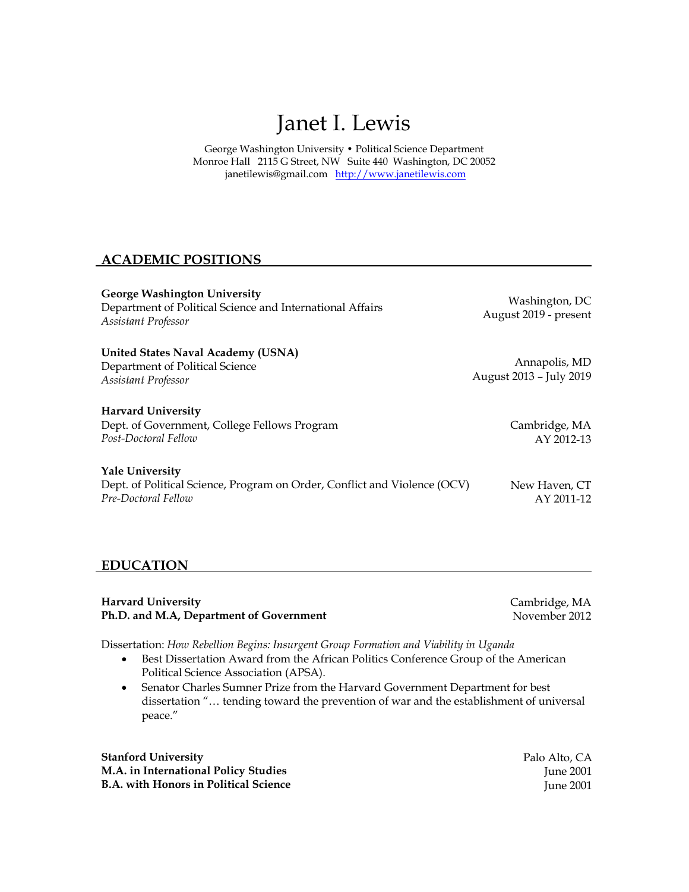# Janet I. Lewis

George Washington University • Political Science Department
Monroe Hall 2115 G Street, NW Suite 440 Washington, DC 20052
janetilewis@gmail.com [http://www.janetilewis.com](http://www.janetilewis.com)

## ACADEMIC POSITIONS

**George Washington University**
Department of Political Science and International Affairs
*Assistant Professor*
Washington, DC
August 2019 - present

**United States Naval Academy (USNA)**
Department of Political Science
*Assistant Professor*
Annapolis, MD
August 2013 – July 2019

**Harvard University**
Dept. of Government, College Fellows Program
*Post-Doctoral Fellow*
Cambridge, MA
AY 2012-13

**Yale University**
Dept. of Political Science, Program on Order, Conflict and Violence (OCV)
*Pre-Doctoral Fellow*
New Haven, CT
AY 2011-12

## EDUCATION

**Harvard University**
**Ph.D. and M.A, Department of Government**
Cambridge, MA
November 2012

Dissertation: *How Rebellion Begins: Insurgent Group Formation and Viability in Uganda*

- Best Dissertation Award from the African Politics Conference Group of the American Political Science Association (APSA).
- Senator Charles Sumner Prize from the Harvard Government Department for best dissertation "… tending toward the prevention of war and the establishment of universal peace."

**Stanford University**
**M.A. in International Policy Studies**
**B.A. with Honors in Political Science**
Palo Alto, CA
June 2001
June 2001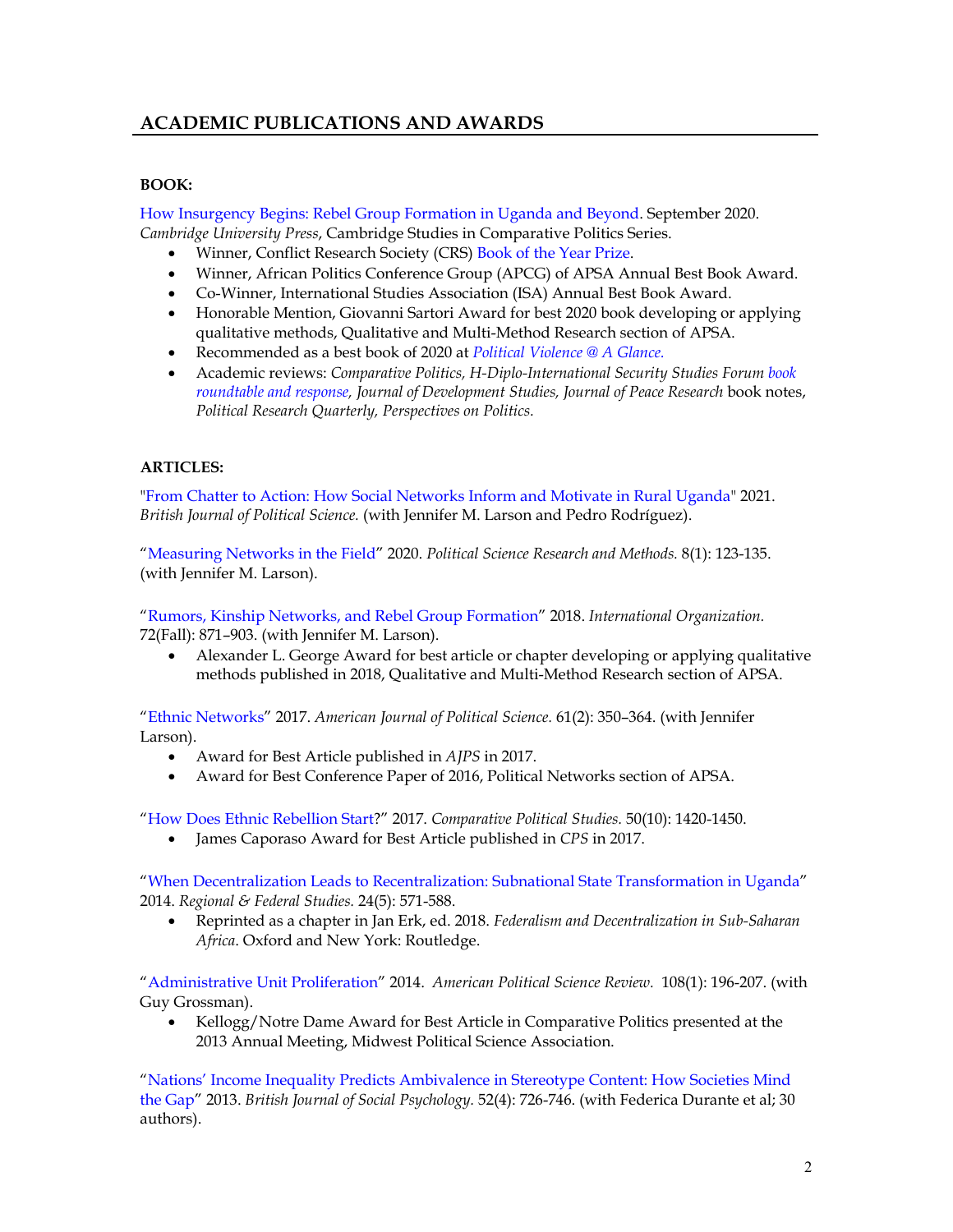## ACADEMIC PUBLICATIONS AND AWARDS

**BOOK:**

How Insurgency Begins: Rebel Group Formation in Uganda and Beyond. September 2020. *Cambridge University Press*, Cambridge Studies in Comparative Politics Series.

- Winner, Conflict Research Society (CRS) Book of the Year Prize.
- Winner, African Politics Conference Group (APCG) of APSA Annual Best Book Award.
- Co-Winner, International Studies Association (ISA) Annual Best Book Award.
- Honorable Mention, Giovanni Sartori Award for best 2020 book developing or applying qualitative methods, Qualitative and Multi-Method Research section of APSA.
- Recommended as a best book of 2020 at *Political Violence @ A Glance.*
- Academic reviews: *Comparative Politics, H-Diplo-International Security Studies Forum book roundtable and response, Journal of Development Studies, Journal of Peace Research* book notes, *Political Research Quarterly, Perspectives on Politics.*

**ARTICLES:**

"From Chatter to Action: How Social Networks Inform and Motivate in Rural Uganda" 2021. *British Journal of Political Science.* (with Jennifer M. Larson and Pedro Rodríguez).

"Measuring Networks in the Field" 2020. *Political Science Research and Methods.* 8(1): 123-135. (with Jennifer M. Larson).

"Rumors, Kinship Networks, and Rebel Group Formation" 2018. *International Organization.* 72(Fall): 871–903. (with Jennifer M. Larson).

- Alexander L. George Award for best article or chapter developing or applying qualitative methods published in 2018, Qualitative and Multi-Method Research section of APSA.

"Ethnic Networks" 2017. *American Journal of Political Science.* 61(2): 350–364. (with Jennifer Larson).

- Award for Best Article published in *AJPS* in 2017.
- Award for Best Conference Paper of 2016, Political Networks section of APSA.

"How Does Ethnic Rebellion Start?" 2017. *Comparative Political Studies.* 50(10): 1420-1450.

- James Caporaso Award for Best Article published in *CPS* in 2017.

"When Decentralization Leads to Recentralization: Subnational State Transformation in Uganda" 2014. *Regional & Federal Studies.* 24(5): 571-588.

- Reprinted as a chapter in Jan Erk, ed. 2018. *Federalism and Decentralization in Sub-Saharan Africa*. Oxford and New York: Routledge.

"Administrative Unit Proliferation" 2014. *American Political Science Review.* 108(1): 196-207. (with Guy Grossman).

- Kellogg/Notre Dame Award for Best Article in Comparative Politics presented at the 2013 Annual Meeting, Midwest Political Science Association.

"Nations' Income Inequality Predicts Ambivalence in Stereotype Content: How Societies Mind the Gap" 2013. *British Journal of Social Psychology.* 52(4): 726-746. (with Federica Durante et al; 30 authors).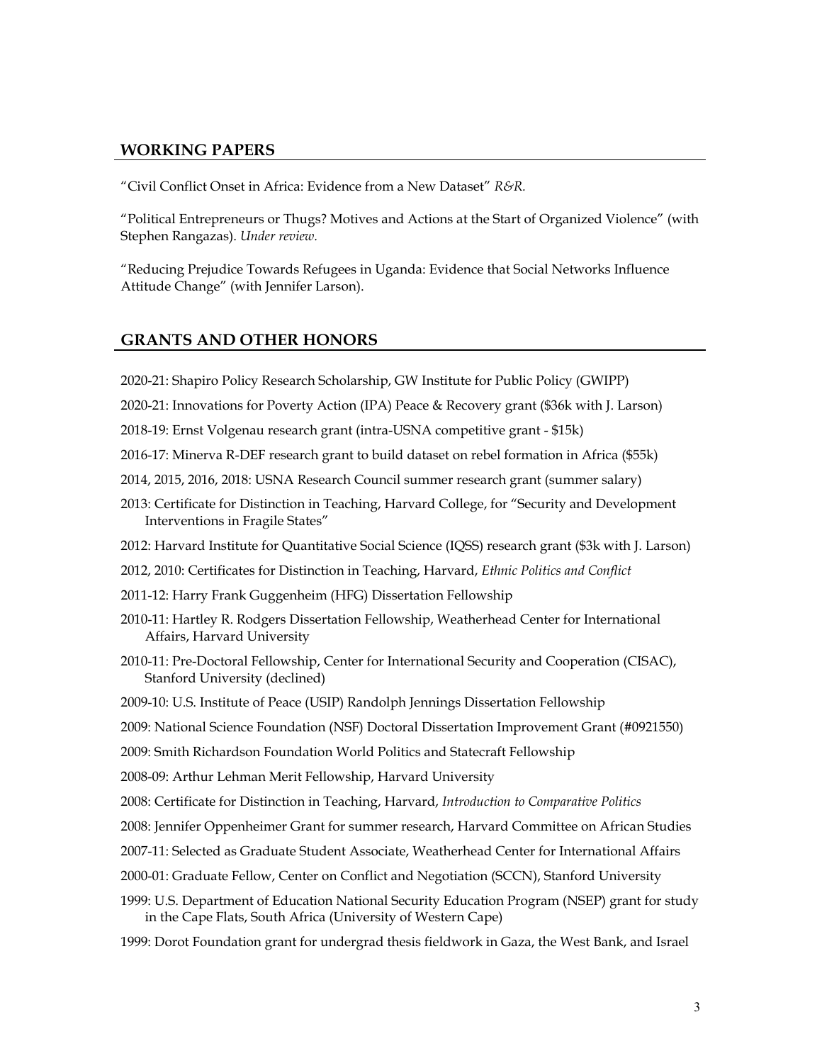## WORKING PAPERS

"Civil Conflict Onset in Africa: Evidence from a New Dataset" *R&R.*

"Political Entrepreneurs or Thugs? Motives and Actions at the Start of Organized Violence" (with Stephen Rangazas). *Under review.*

"Reducing Prejudice Towards Refugees in Uganda: Evidence that Social Networks Influence Attitude Change" (with Jennifer Larson).

## GRANTS AND OTHER HONORS

2020-21: Shapiro Policy Research Scholarship, GW Institute for Public Policy (GWIPP)

2020-21: Innovations for Poverty Action (IPA) Peace & Recovery grant ($36k with J. Larson)

2018-19: Ernst Volgenau research grant (intra-USNA competitive grant - $15k)

2016-17: Minerva R-DEF research grant to build dataset on rebel formation in Africa ($55k)

2014, 2015, 2016, 2018: USNA Research Council summer research grant (summer salary)

2013: Certificate for Distinction in Teaching, Harvard College, for "Security and Development Interventions in Fragile States"

2012: Harvard Institute for Quantitative Social Science (IQSS) research grant ($3k with J. Larson)

2012, 2010: Certificates for Distinction in Teaching, Harvard, *Ethnic Politics and Conflict*

2011-12: Harry Frank Guggenheim (HFG) Dissertation Fellowship

2010-11: Hartley R. Rodgers Dissertation Fellowship, Weatherhead Center for International Affairs, Harvard University

2010-11: Pre-Doctoral Fellowship, Center for International Security and Cooperation (CISAC), Stanford University (declined)

2009-10: U.S. Institute of Peace (USIP) Randolph Jennings Dissertation Fellowship

2009: National Science Foundation (NSF) Doctoral Dissertation Improvement Grant (#0921550)

2009: Smith Richardson Foundation World Politics and Statecraft Fellowship

2008-09: Arthur Lehman Merit Fellowship, Harvard University

2008: Certificate for Distinction in Teaching, Harvard, *Introduction to Comparative Politics*

2008: Jennifer Oppenheimer Grant for summer research, Harvard Committee on African Studies

2007-11: Selected as Graduate Student Associate, Weatherhead Center for International Affairs

2000-01: Graduate Fellow, Center on Conflict and Negotiation (SCCN), Stanford University

1999: U.S. Department of Education National Security Education Program (NSEP) grant for study in the Cape Flats, South Africa (University of Western Cape)

1999: Dorot Foundation grant for undergrad thesis fieldwork in Gaza, the West Bank, and Israel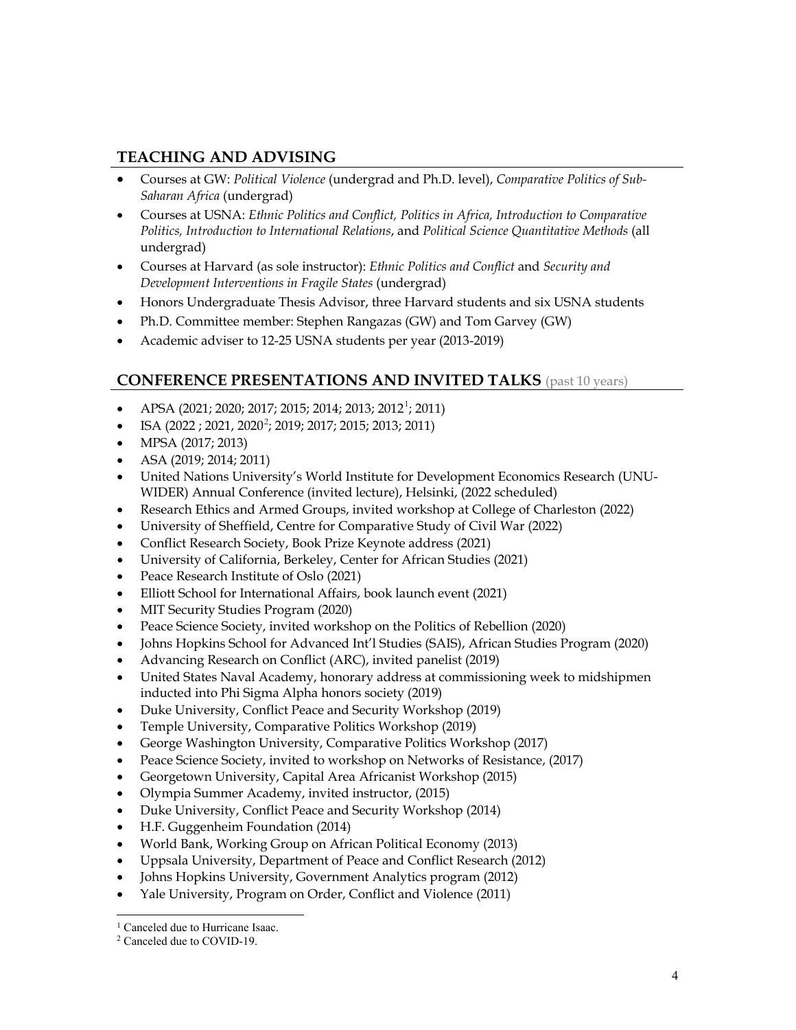## TEACHING AND ADVISING

- Courses at GW: *Political Violence* (undergrad and Ph.D. level), *Comparative Politics of Sub-Saharan Africa* (undergrad)
- Courses at USNA: *Ethnic Politics and Conflict, Politics in Africa, Introduction to Comparative Politics, Introduction to International Relations*, and *Political Science Quantitative Methods* (all undergrad)
- Courses at Harvard (as sole instructor): *Ethnic Politics and Conflict* and *Security and Development Interventions in Fragile States* (undergrad)
- Honors Undergraduate Thesis Advisor, three Harvard students and six USNA students
- Ph.D. Committee member: Stephen Rangazas (GW) and Tom Garvey (GW)
- Academic adviser to 12-25 USNA students per year (2013-2019)

## CONFERENCE PRESENTATIONS AND INVITED TALKS (past 10 years)

- APSA (2021; 2020; 2017; 2015; 2014; 2013; 2012[1]; 2011)
- ISA (2022 ; 2021, 2020[2]; 2019; 2017; 2015; 2013; 2011)
- MPSA (2017; 2013)
- ASA (2019; 2014; 2011)
- United Nations University's World Institute for Development Economics Research (UNU-WIDER) Annual Conference (invited lecture), Helsinki, (2022 scheduled)
- Research Ethics and Armed Groups, invited workshop at College of Charleston (2022)
- University of Sheffield, Centre for Comparative Study of Civil War (2022)
- Conflict Research Society, Book Prize Keynote address (2021)
- University of California, Berkeley, Center for African Studies (2021)
- Peace Research Institute of Oslo (2021)
- Elliott School for International Affairs, book launch event (2021)
- MIT Security Studies Program (2020)
- Peace Science Society, invited workshop on the Politics of Rebellion (2020)
- Johns Hopkins School for Advanced Int'l Studies (SAIS), African Studies Program (2020)
- Advancing Research on Conflict (ARC), invited panelist (2019)
- United States Naval Academy, honorary address at commissioning week to midshipmen inducted into Phi Sigma Alpha honors society (2019)
- Duke University, Conflict Peace and Security Workshop (2019)
- Temple University, Comparative Politics Workshop (2019)
- George Washington University, Comparative Politics Workshop (2017)
- Peace Science Society, invited to workshop on Networks of Resistance, (2017)
- Georgetown University, Capital Area Africanist Workshop (2015)
- Olympia Summer Academy, invited instructor, (2015)
- Duke University, Conflict Peace and Security Workshop (2014)
- H.F. Guggenheim Foundation (2014)
- World Bank, Working Group on African Political Economy (2013)
- Uppsala University, Department of Peace and Conflict Research (2012)
- Johns Hopkins University, Government Analytics program (2012)
- Yale University, Program on Order, Conflict and Violence (2011)

[1] Canceled due to Hurricane Isaac.
[2] Canceled due to COVID-19.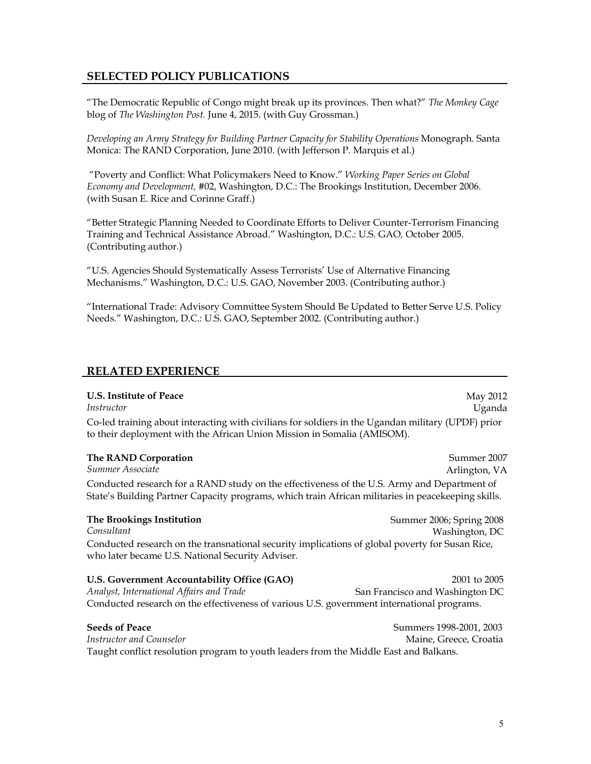## SELECTED POLICY PUBLICATIONS

"The Democratic Republic of Congo might break up its provinces. Then what?" *The Monkey Cage* blog of *The Washington Post.* June 4, 2015. (with Guy Grossman.)

*Developing an Army Strategy for Building Partner Capacity for Stability Operations* Monograph. Santa Monica: The RAND Corporation, June 2010. (with Jefferson P. Marquis et al.)

"Poverty and Conflict: What Policymakers Need to Know." *Working Paper Series on Global Economy and Development,* #02, Washington, D.C.: The Brookings Institution, December 2006. (with Susan E. Rice and Corinne Graff.)

"Better Strategic Planning Needed to Coordinate Efforts to Deliver Counter-Terrorism Financing Training and Technical Assistance Abroad." Washington, D.C.: U.S. GAO*,* October 2005. (Contributing author.)

"U.S. Agencies Should Systematically Assess Terrorists' Use of Alternative Financing Mechanisms." Washington, D.C.: U.S. GAO, November 2003. (Contributing author.)

"International Trade: Advisory Committee System Should Be Updated to Better Serve U.S. Policy Needs." Washington, D.C.: U.S. GAO, September 2002. (Contributing author.)

## RELATED EXPERIENCE

**U.S. Institute of Peace** — May 2012
*Instructor* — Uganda

Co-led training about interacting with civilians for soldiers in the Ugandan military (UPDF) prior to their deployment with the African Union Mission in Somalia (AMISOM).

**The RAND Corporation** — Summer 2007
*Summer Associate* — Arlington, VA

Conducted research for a RAND study on the effectiveness of the U.S. Army and Department of State's Building Partner Capacity programs, which train African militaries in peacekeeping skills.

**The Brookings Institution** — Summer 2006; Spring 2008
*Consultant* — Washington, DC

Conducted research on the transnational security implications of global poverty for Susan Rice, who later became U.S. National Security Adviser.

**U.S. Government Accountability Office (GAO)** — 2001 to 2005
*Analyst, International Affairs and Trade* — San Francisco and Washington DC

Conducted research on the effectiveness of various U.S. government international programs.

**Seeds of Peace** — Summers 1998-2001, 2003
*Instructor and Counselor* — Maine, Greece, Croatia

Taught conflict resolution program to youth leaders from the Middle East and Balkans.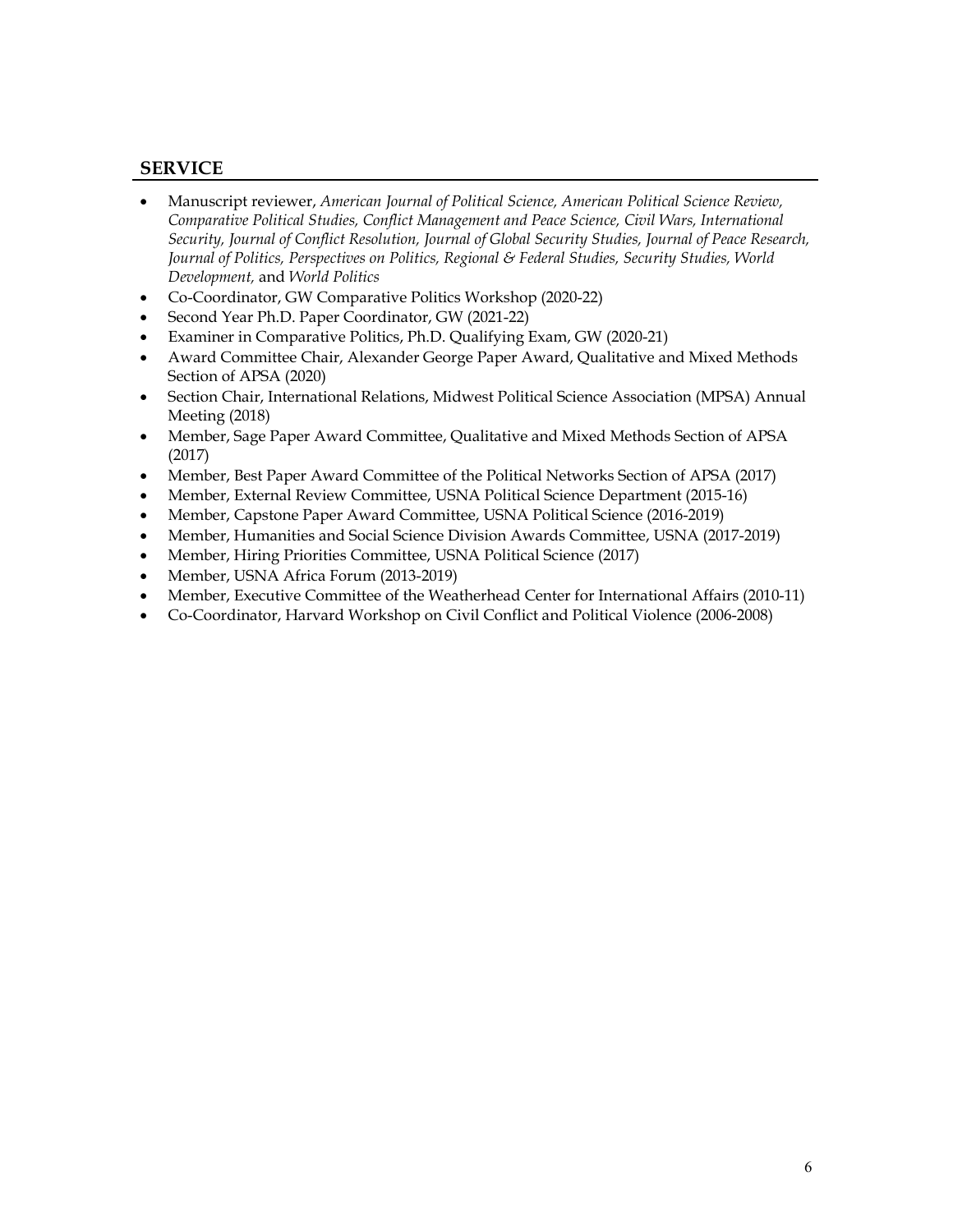## SERVICE

- Manuscript reviewer, *American Journal of Political Science, American Political Science Review, Comparative Political Studies, Conflict Management and Peace Science, Civil Wars, International Security, Journal of Conflict Resolution, Journal of Global Security Studies, Journal of Peace Research, Journal of Politics, Perspectives on Politics, Regional & Federal Studies, Security Studies, World Development,* and *World Politics*
- Co-Coordinator, GW Comparative Politics Workshop (2020-22)
- Second Year Ph.D. Paper Coordinator, GW (2021-22)
- Examiner in Comparative Politics, Ph.D. Qualifying Exam, GW (2020-21)
- Award Committee Chair, Alexander George Paper Award, Qualitative and Mixed Methods Section of APSA (2020)
- Section Chair, International Relations, Midwest Political Science Association (MPSA) Annual Meeting (2018)
- Member, Sage Paper Award Committee, Qualitative and Mixed Methods Section of APSA (2017)
- Member, Best Paper Award Committee of the Political Networks Section of APSA (2017)
- Member, External Review Committee, USNA Political Science Department (2015-16)
- Member, Capstone Paper Award Committee, USNA Political Science (2016-2019)
- Member, Humanities and Social Science Division Awards Committee, USNA (2017-2019)
- Member, Hiring Priorities Committee, USNA Political Science (2017)
- Member, USNA Africa Forum (2013-2019)
- Member, Executive Committee of the Weatherhead Center for International Affairs (2010-11)
- Co-Coordinator, Harvard Workshop on Civil Conflict and Political Violence (2006-2008)